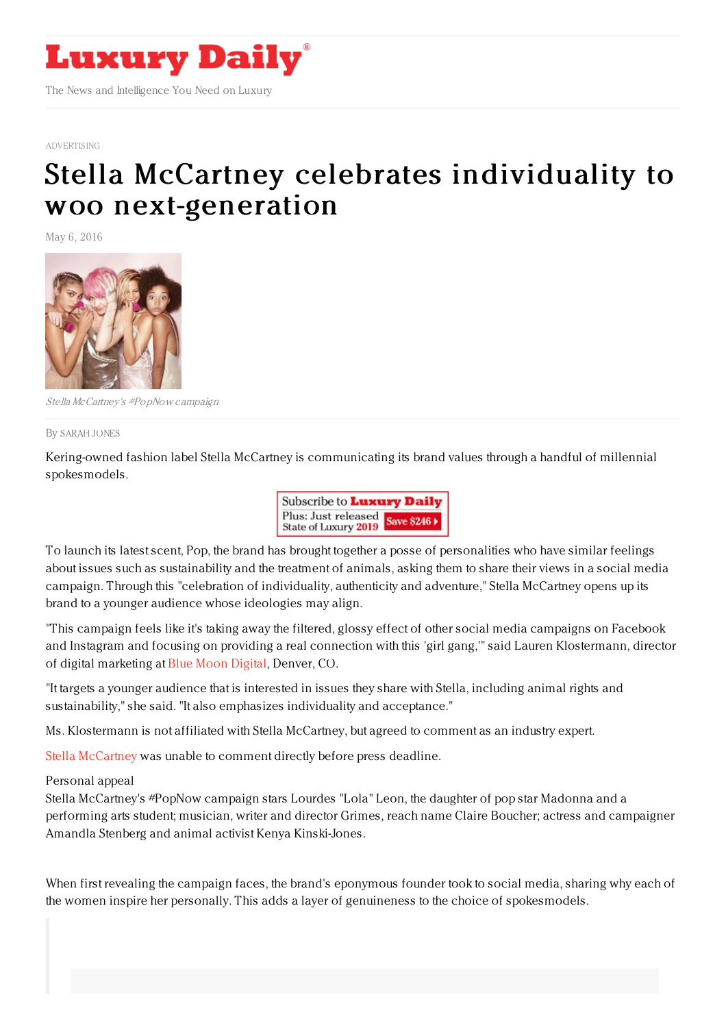Luxury Daily

The News and Intelligence You Need on Luxury

ADVERTISING

# Stella McCartney celebrates individuality to woo next-generation

May 6, 2016

*Stella McCartney's #PopNow campaign*

By SARAH JONES

Kering-owned fashion label Stella McCartney is communicating its brand values through a handful of millennial spokesmodels.

To launch its latest scent, Pop, the brand has brought together a posse of personalities who have similar feelings about issues such as sustainability and the treatment of animals, asking them to share their views in a social media campaign. Through this "celebration of individuality, authenticity and adventure," Stella McCartney opens up its brand to a younger audience whose ideologies may align.

"This campaign feels like it's taking away the filtered, glossy effect of other social media campaigns on Facebook and Instagram and focusing on providing a real connection with this 'girl gang,'" said Lauren Klostermann, director of digital marketing at Blue Moon Digital, Denver, CO.

"It targets a younger audience that is interested in issues they share with Stella, including animal rights and sustainability," she said. "It also emphasizes individuality and acceptance."

Ms. Klostermann is not affiliated with Stella McCartney, but agreed to comment as an industry expert.

Stella McCartney was unable to comment directly before press deadline.

Personal appeal

Stella McCartney's #PopNow campaign stars Lourdes "Lola" Leon, the daughter of pop star Madonna and a performing arts student; musician, writer and director Grimes, reach name Claire Boucher; actress and campaigner Amandla Stenberg and animal activist Kenya Kinski-Jones.

When first revealing the campaign faces, the brand's eponymous founder took to social media, sharing why each of the women inspire her personally. This adds a layer of genuineness to the choice of spokesmodels.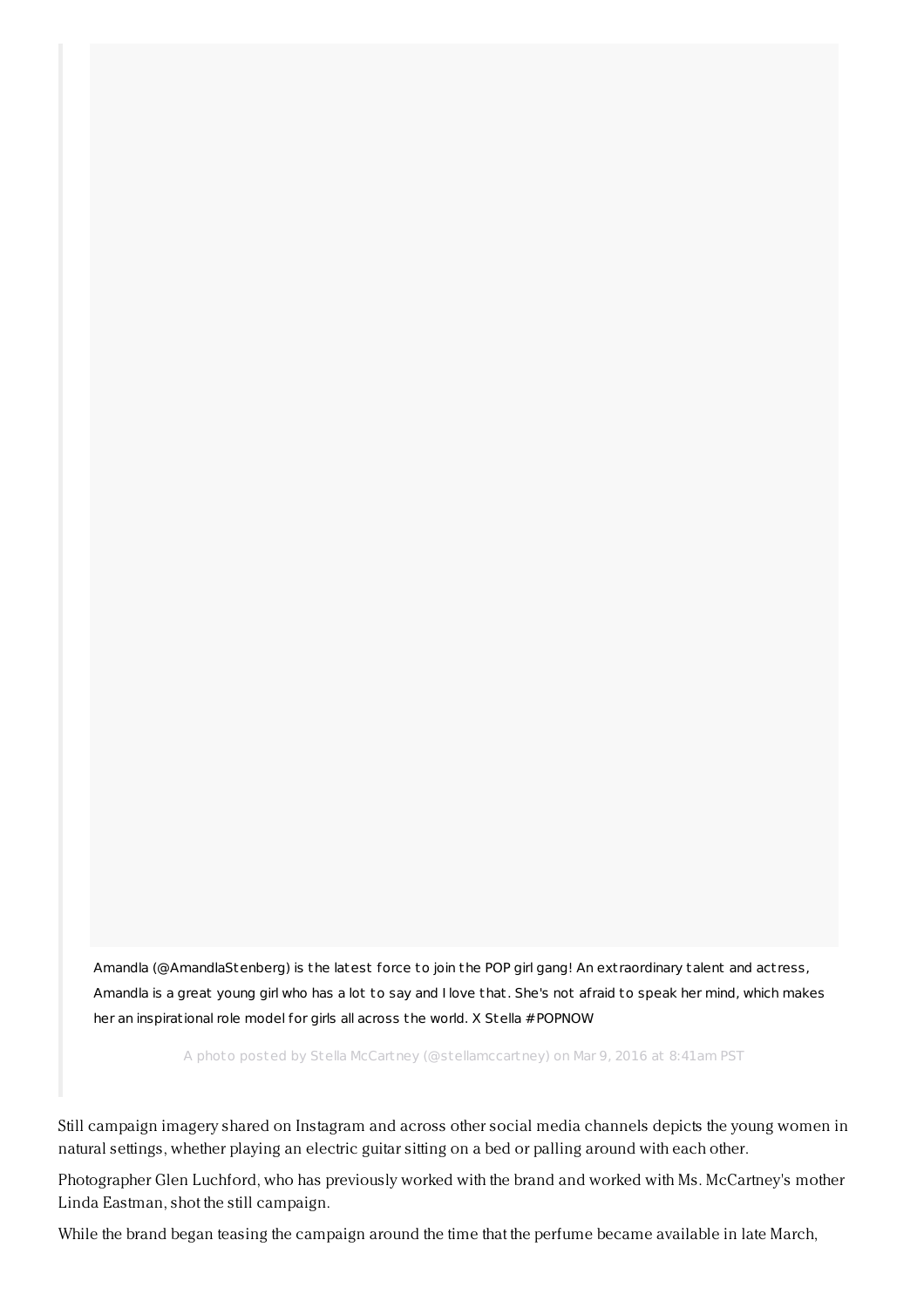Amandla (@AmandlaStenberg) is the latest force to join the POP girl gang! An extraordinary talent and actress, Amandla is a great young girl who has a lot to say and I love that. She's not afraid to speak her mind, which makes her an inspirational role model for girls all across the world. X Stella #POPNOW

A photo posted by Stella McCartney (@stellamccartney) on Mar 9, 2016 at 8:41am PST

Still campaign imagery shared on Instagram and across other social media channels depicts the young women in natural settings, whether playing an electric guitar sitting on a bed or palling around with each other.

Photographer Glen Luchford, who has previously worked with the brand and worked with Ms. McCartney's mother Linda Eastman, shot the still campaign.

While the brand began teasing the campaign around the time that the perfume became available in late March,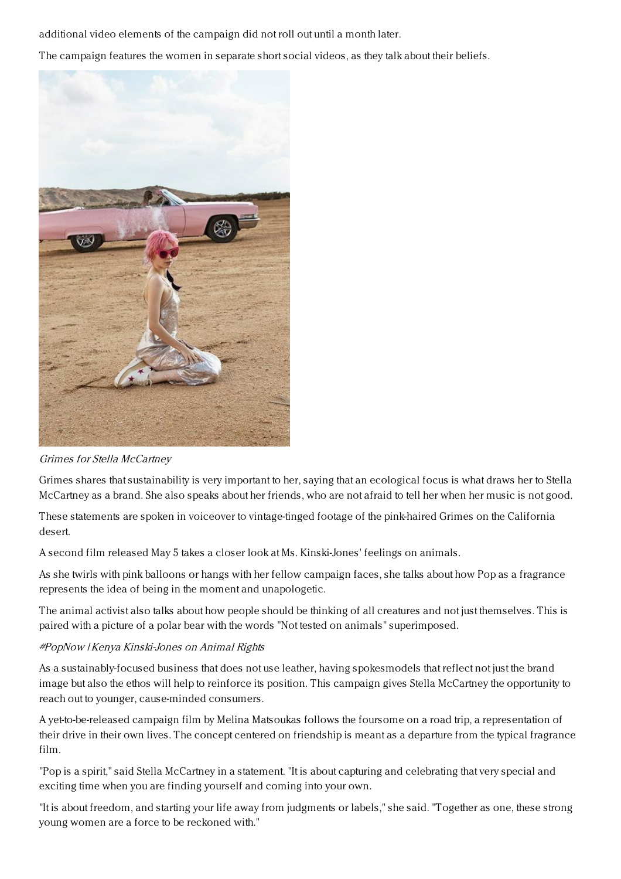additional video elements of the campaign did not roll out until a month later.

The campaign features the women in separate short social videos, as they talk about their beliefs.

*Grimes for Stella McCartney*

Grimes shares that sustainability is very important to her, saying that an ecological focus is what draws her to Stella McCartney as a brand. She also speaks about her friends, who are not afraid to tell her when her music is not good.

These statements are spoken in voiceover to vintage-tinged footage of the pink-haired Grimes on the California desert.

A second film released May 5 takes a closer look at Ms. Kinski-Jones' feelings on animals.

As she twirls with pink balloons or hangs with her fellow campaign faces, she talks about how Pop as a fragrance represents the idea of being in the moment and unapologetic.

The animal activist also talks about how people should be thinking of all creatures and not just themselves. This is paired with a picture of a polar bear with the words "Not tested on animals" superimposed.

*#PopNow | Kenya Kinski-Jones on Animal Rights*

As a sustainably-focused business that does not use leather, having spokesmodels that reflect not just the brand image but also the ethos will help to reinforce its position. This campaign gives Stella McCartney the opportunity to reach out to younger, cause-minded consumers.

A yet-to-be-released campaign film by Melina Matsoukas follows the foursome on a road trip, a representation of their drive in their own lives. The concept centered on friendship is meant as a departure from the typical fragrance film.

"Pop is a spirit," said Stella McCartney in a statement. "It is about capturing and celebrating that very special and exciting time when you are finding yourself and coming into your own.

"It is about freedom, and starting your life away from judgments or labels," she said. "Together as one, these strong young women are a force to be reckoned with."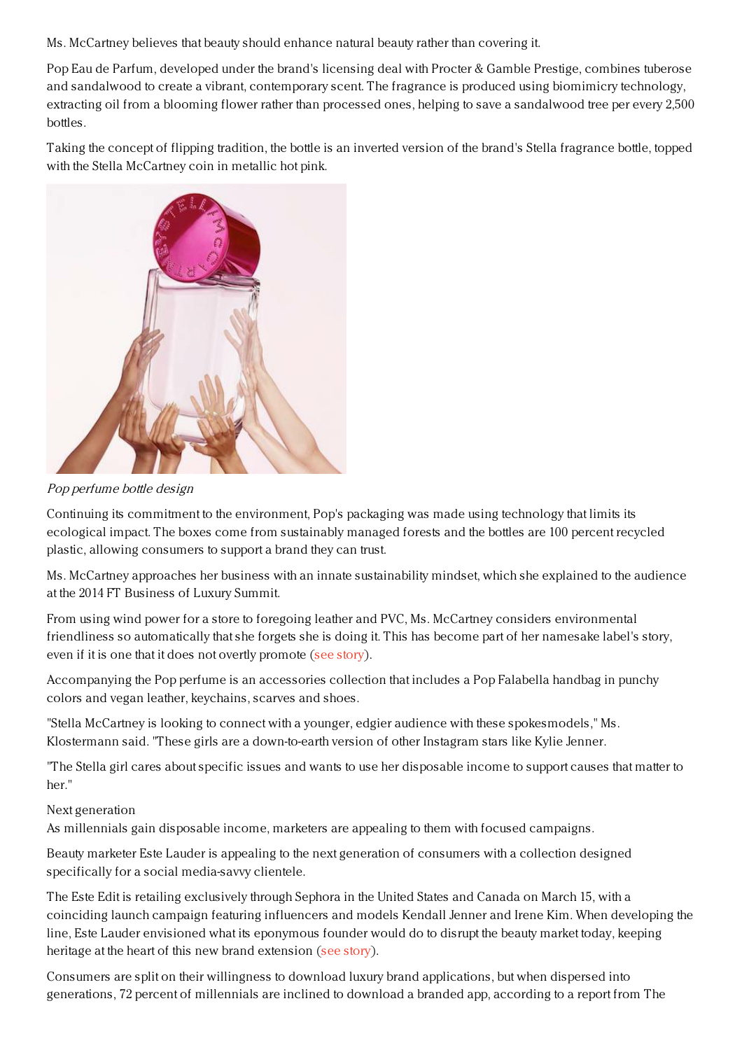Ms. McCartney believes that beauty should enhance natural beauty rather than covering it.

Pop Eau de Parfum, developed under the brand's licensing deal with Procter & Gamble Prestige, combines tuberose and sandalwood to create a vibrant, contemporary scent. The fragrance is produced using biomimicry technology, extracting oil from a blooming flower rather than processed ones, helping to save a sandalwood tree per every 2,500 bottles.

Taking the concept of flipping tradition, the bottle is an inverted version of the brand's Stella fragrance bottle, topped with the Stella McCartney coin in metallic hot pink.

*Pop perfume bottle design*

Continuing its commitment to the environment, Pop's packaging was made using technology that limits its ecological impact. The boxes come from sustainably managed forests and the bottles are 100 percent recycled plastic, allowing consumers to support a brand they can trust.

Ms. McCartney approaches her business with an innate sustainability mindset, which she explained to the audience at the 2014 FT Business of Luxury Summit.

From using wind power for a store to foregoing leather and PVC, Ms. McCartney considers environmental friendliness so automatically that she forgets she is doing it. This has become part of her namesake label's story, even if it is one that it does not overtly promote (see story).

Accompanying the Pop perfume is an accessories collection that includes a Pop Falabella handbag in punchy colors and vegan leather, keychains, scarves and shoes.

"Stella McCartney is looking to connect with a younger, edgier audience with these spokesmodels," Ms. Klostermann said. "These girls are a down-to-earth version of other Instagram stars like Kylie Jenner.

"The Stella girl cares about specific issues and wants to use her disposable income to support causes that matter to her."

Next generation

As millennials gain disposable income, marketers are appealing to them with focused campaigns.

Beauty marketer Este Lauder is appealing to the next generation of consumers with a collection designed specifically for a social media-savvy clientele.

The Este Edit is retailing exclusively through Sephora in the United States and Canada on March 15, with a coinciding launch campaign featuring influencers and models Kendall Jenner and Irene Kim. When developing the line, Este Lauder envisioned what its eponymous founder would do to disrupt the beauty market today, keeping heritage at the heart of this new brand extension (see story).

Consumers are split on their willingness to download luxury brand applications, but when dispersed into generations, 72 percent of millennials are inclined to download a branded app, according to a report from The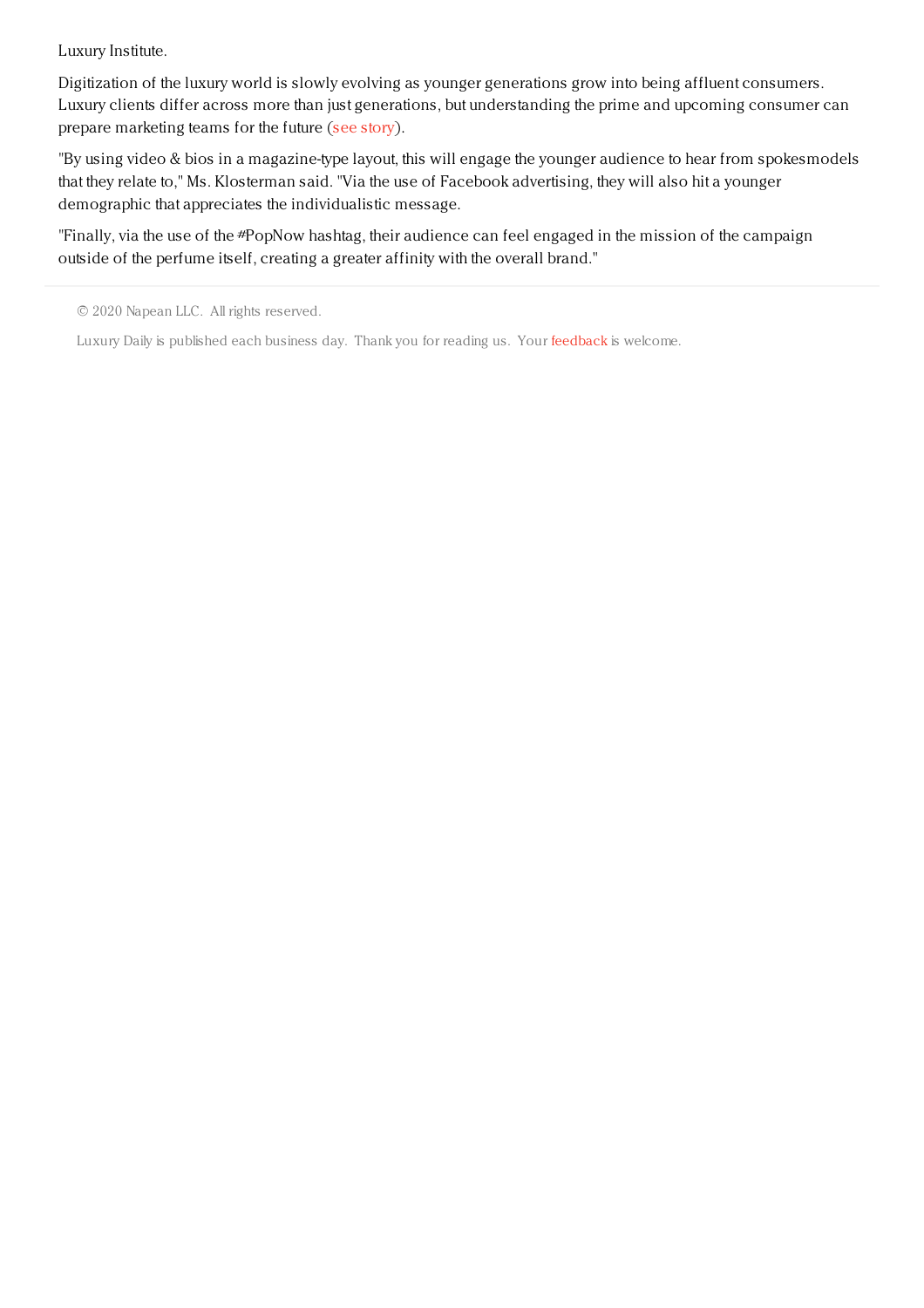Luxury Institute.

Digitization of the luxury world is slowly evolving as younger generations grow into being affluent consumers. Luxury clients differ across more than just generations, but understanding the prime and upcoming consumer can prepare marketing teams for the future (see story).

"By using video & bios in a magazine-type layout, this will engage the younger audience to hear from spokesmodels that they relate to," Ms. Klosterman said. "Via the use of Facebook advertising, they will also hit a younger demographic that appreciates the individualistic message.

"Finally, via the use of the #PopNow hashtag, their audience can feel engaged in the mission of the campaign outside of the perfume itself, creating a greater affinity with the overall brand."

---

© 2020 Napean LLC. All rights reserved.

Luxury Daily is published each business day. Thank you for reading us. Your feedback is welcome.